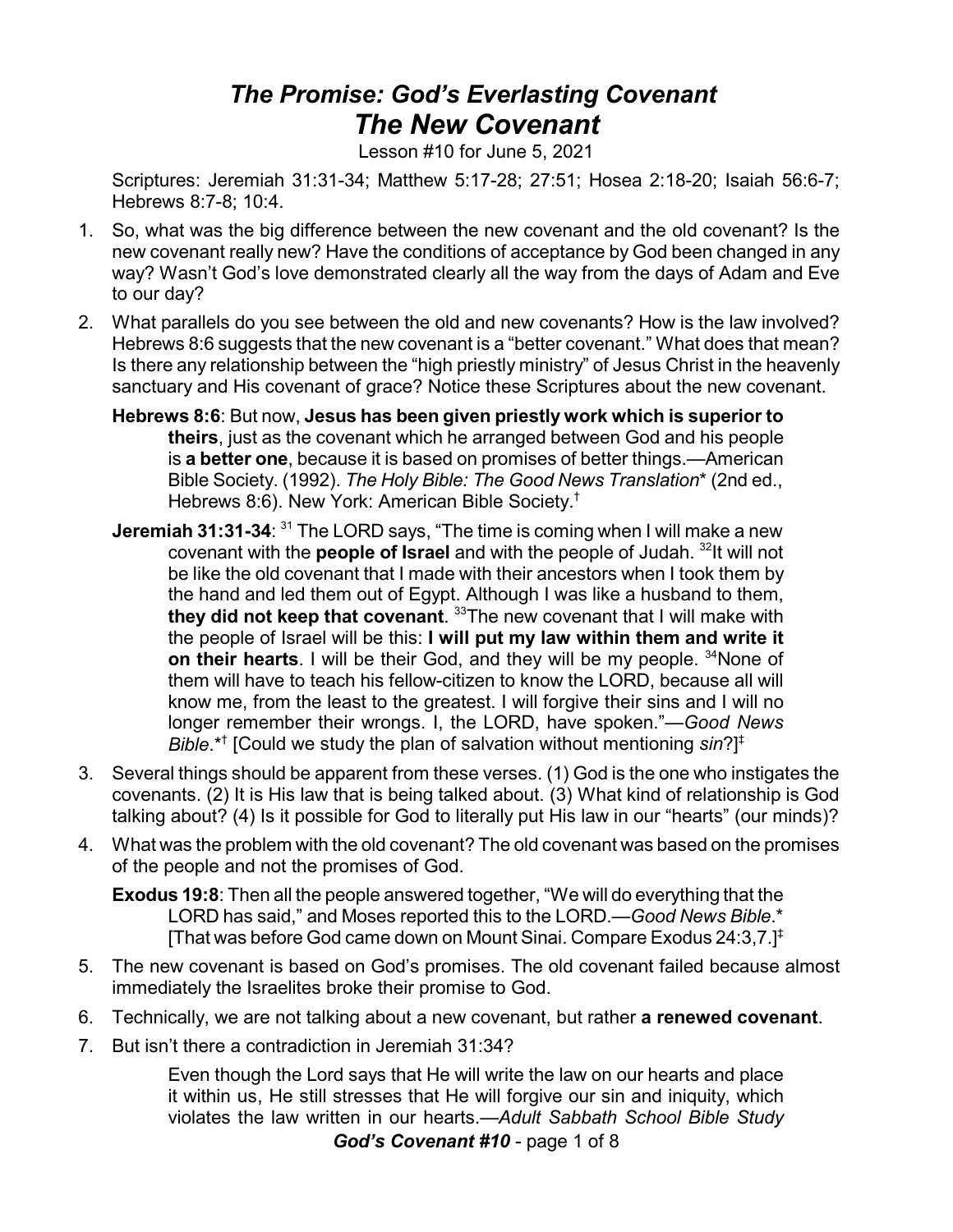# *The Promise: God's Everlasting Covenant*
# *The New Covenant*

Lesson #10 for June 5, 2021

Scriptures: Jeremiah 31:31-34; Matthew 5:17-28; 27:51; Hosea 2:18-20; Isaiah 56:6-7; Hebrews 8:7-8; 10:4.

1. So, what was the big difference between the new covenant and the old covenant? Is the new covenant really new? Have the conditions of acceptance by God been changed in any way? Wasn't God's love demonstrated clearly all the way from the days of Adam and Eve to our day?

2. What parallels do you see between the old and new covenants? How is the law involved? Hebrews 8:6 suggests that the new covenant is a "better covenant." What does that mean? Is there any relationship between the "high priestly ministry" of Jesus Christ in the heavenly sanctuary and His covenant of grace? Notice these Scriptures about the new covenant.

   **Hebrews 8:6**: But now, **Jesus has been given priestly work which is superior to theirs**, just as the covenant which he arranged between God and his people is **a better one**, because it is based on promises of better things.—American Bible Society. (1992). *The Holy Bible: The Good News Translation*\* (2nd ed., Hebrews 8:6). New York: American Bible Society.†

   **Jeremiah 31:31-34**: [31] The LORD says, "The time is coming when I will make a new covenant with the **people of Israel** and with the people of Judah. [32]It will not be like the old covenant that I made with their ancestors when I took them by the hand and led them out of Egypt. Although I was like a husband to them, **they did not keep that covenant**. [33]The new covenant that I will make with the people of Israel will be this: **I will put my law within them and write it on their hearts**. I will be their God, and they will be my people. [34]None of them will have to teach his fellow-citizen to know the LORD, because all will know me, from the least to the greatest. I will forgive their sins and I will no longer remember their wrongs. I, the LORD, have spoken."—*Good News Bible*.\*† [Could we study the plan of salvation without mentioning *sin*?]‡

3. Several things should be apparent from these verses. (1) God is the one who instigates the covenants. (2) It is His law that is being talked about. (3) What kind of relationship is God talking about? (4) Is it possible for God to literally put His law in our "hearts" (our minds)?

4. What was the problem with the old covenant? The old covenant was based on the promises of the people and not the promises of God.

   **Exodus 19:8**: Then all the people answered together, "We will do everything that the LORD has said," and Moses reported this to the LORD.—*Good News Bible*.\* [That was before God came down on Mount Sinai. Compare Exodus 24:3,7.]‡

5. The new covenant is based on God's promises. The old covenant failed because almost immediately the Israelites broke their promise to God.

6. Technically, we are not talking about a new covenant, but rather **a renewed covenant**.

7. But isn't there a contradiction in Jeremiah 31:34?

   Even though the Lord says that He will write the law on our hearts and place it within us, He still stresses that He will forgive our sin and iniquity, which violates the law written in our hearts.—*Adult Sabbath School Bible Study*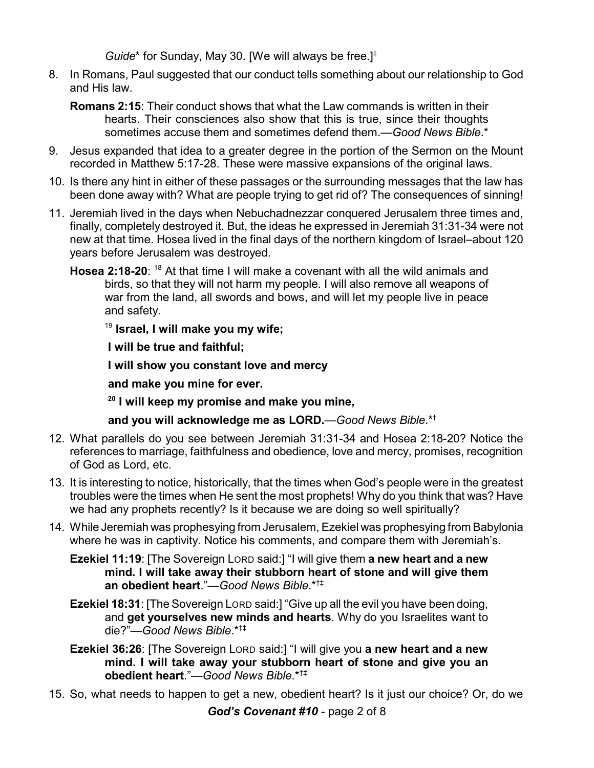*Guide** for Sunday, May 30. [We will always be free.]‡

8. In Romans, Paul suggested that our conduct tells something about our relationship to God and His law.

   **Romans 2:15**: Their conduct shows that what the Law commands is written in their hearts. Their consciences also show that this is true, since their thoughts sometimes accuse them and sometimes defend them.—*Good News Bible*.*

9. Jesus expanded that idea to a greater degree in the portion of the Sermon on the Mount recorded in Matthew 5:17-28. These were massive expansions of the original laws.

10. Is there any hint in either of these passages or the surrounding messages that the law has been done away with? What are people trying to get rid of? The consequences of sinning!

11. Jeremiah lived in the days when Nebuchadnezzar conquered Jerusalem three times and, finally, completely destroyed it. But, the ideas he expressed in Jeremiah 31:31-34 were not new at that time. Hosea lived in the final days of the northern kingdom of Israel–about 120 years before Jerusalem was destroyed.

    **Hosea 2:18-20**: [18] At that time I will make a covenant with all the wild animals and birds, so that they will not harm my people. I will also remove all weapons of war from the land, all swords and bows, and will let my people live in peace and safety.

    [19] **Israel, I will make you my wife;**

    **I will be true and faithful;**

    **I will show you constant love and mercy**

    **and make you mine for ever.**

    **[20] I will keep my promise and make you mine,**

    **and you will acknowledge me as LORD.**—*Good News Bible*.*†

12. What parallels do you see between Jeremiah 31:31-34 and Hosea 2:18-20? Notice the references to marriage, faithfulness and obedience, love and mercy, promises, recognition of God as Lord, etc.

13. It is interesting to notice, historically, that the times when God's people were in the greatest troubles were the times when He sent the most prophets! Why do you think that was? Have we had any prophets recently? Is it because we are doing so well spiritually?

14. While Jeremiah was prophesying from Jerusalem, Ezekiel was prophesying from Babylonia where he was in captivity. Notice his comments, and compare them with Jeremiah's.

    **Ezekiel 11:19**: [The Sovereign LORD said:] "I will give them **a new heart and a new mind. I will take away their stubborn heart of stone and will give them an obedient heart**."—*Good News Bible*.*†‡

    **Ezekiel 18:31**: [The Sovereign LORD said:] "Give up all the evil you have been doing, and **get yourselves new minds and hearts**. Why do you Israelites want to die?"—*Good News Bible*.*†‡

    **Ezekiel 36:26**: [The Sovereign LORD said:] "I will give you **a new heart and a new mind. I will take away your stubborn heart of stone and give you an obedient heart**."—*Good News Bible*.*†‡

15. So, what needs to happen to get a new, obedient heart? Is it just our choice? Or, do we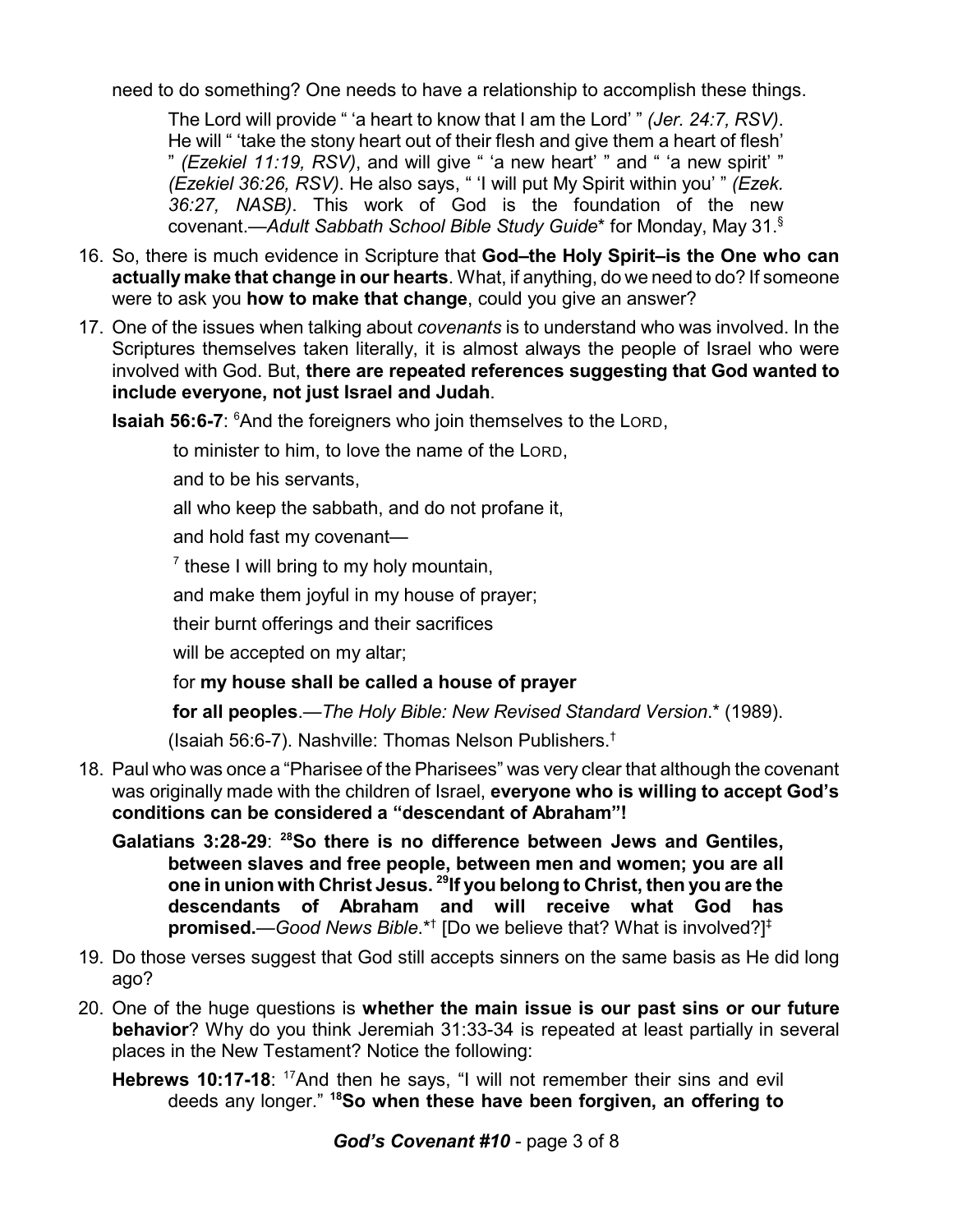need to do something? One needs to have a relationship to accomplish these things.

> The Lord will provide " 'a heart to know that I am the Lord' " *(Jer. 24:7, RSV)*. He will " 'take the stony heart out of their flesh and give them a heart of flesh' " *(Ezekiel 11:19, RSV)*, and will give " 'a new heart' " and " 'a new spirit' " *(Ezekiel 36:26, RSV)*. He also says, " 'I will put My Spirit within you' " *(Ezek. 36:27, NASB)*. This work of God is the foundation of the new covenant.—*Adult Sabbath School Bible Study Guide*\* for Monday, May 31.[§]

16. So, there is much evidence in Scripture that **God–the Holy Spirit–is the One who can actually make that change in our hearts**. What, if anything, do we need to do? If someone were to ask you **how to make that change**, could you give an answer?

17. One of the issues when talking about *covenants* is to understand who was involved. In the Scriptures themselves taken literally, it is almost always the people of Israel who were involved with God. But, **there are repeated references suggesting that God wanted to include everyone, not just Israel and Judah**.

**Isaiah 56:6-7**: [6]And the foreigners who join themselves to the LORD,

> to minister to him, to love the name of the LORD,
>
> and to be his servants,
>
> all who keep the sabbath, and do not profane it,
>
> and hold fast my covenant—
>
> [7] these I will bring to my holy mountain,
>
> and make them joyful in my house of prayer;
>
> their burnt offerings and their sacrifices
>
> will be accepted on my altar;
>
> for **my house shall be called a house of prayer**
>
> **for all peoples**.—*The Holy Bible: New Revised Standard Version*.\* (1989).
>
> (Isaiah 56:6-7). Nashville: Thomas Nelson Publishers.[†]

18. Paul who was once a "Pharisee of the Pharisees" was very clear that although the covenant was originally made with the children of Israel, **everyone who is willing to accept God's conditions can be considered a "descendant of Abraham"!**

**Galatians 3:28-29**: **[28]So there is no difference between Jews and Gentiles, between slaves and free people, between men and women; you are all one in union with Christ Jesus. [29]If you belong to Christ, then you are the descendants of Abraham and will receive what God has promised.**—*Good News Bible*.\*[†] [Do we believe that? What is involved?][‡]

19. Do those verses suggest that God still accepts sinners on the same basis as He did long ago?

20. One of the huge questions is **whether the main issue is our past sins or our future behavior**? Why do you think Jeremiah 31:33-34 is repeated at least partially in several places in the New Testament? Notice the following:

**Hebrews 10:17-18**: [17]And then he says, "I will not remember their sins and evil deeds any longer." **[18]So when these have been forgiven, an offering to**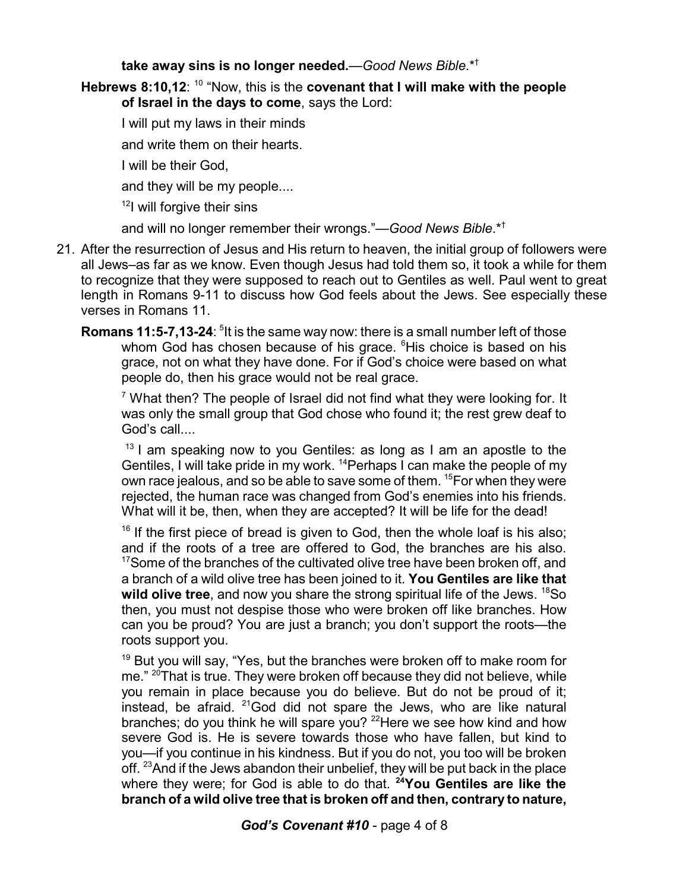**take away sins is no longer needed.**—*Good News Bible*.*†

**Hebrews 8:10,12**: [10] "Now, this is the **covenant that I will make with the people of Israel in the days to come**, says the Lord:

I will put my laws in their minds

and write them on their hearts.

I will be their God,

and they will be my people....

[12]I will forgive their sins

and will no longer remember their wrongs."—*Good News Bible*.*†

21. After the resurrection of Jesus and His return to heaven, the initial group of followers were all Jews–as far as we know. Even though Jesus had told them so, it took a while for them to recognize that they were supposed to reach out to Gentiles as well. Paul went to great length in Romans 9-11 to discuss how God feels about the Jews. See especially these verses in Romans 11.

**Romans 11:5-7,13-24**: [5]It is the same way now: there is a small number left of those whom God has chosen because of his grace. [6]His choice is based on his grace, not on what they have done. For if God's choice were based on what people do, then his grace would not be real grace.

[7] What then? The people of Israel did not find what they were looking for. It was only the small group that God chose who found it; the rest grew deaf to God's call....

[13] I am speaking now to you Gentiles: as long as I am an apostle to the Gentiles, I will take pride in my work. [14]Perhaps I can make the people of my own race jealous, and so be able to save some of them. [15]For when they were rejected, the human race was changed from God's enemies into his friends. What will it be, then, when they are accepted? It will be life for the dead!

[16] If the first piece of bread is given to God, then the whole loaf is his also; and if the roots of a tree are offered to God, the branches are his also. [17]Some of the branches of the cultivated olive tree have been broken off, and a branch of a wild olive tree has been joined to it. **You Gentiles are like that wild olive tree**, and now you share the strong spiritual life of the Jews. [18]So then, you must not despise those who were broken off like branches. How can you be proud? You are just a branch; you don't support the roots—the roots support you.

[19] But you will say, "Yes, but the branches were broken off to make room for me." [20]That is true. They were broken off because they did not believe, while you remain in place because you do believe. But do not be proud of it; instead, be afraid. [21]God did not spare the Jews, who are like natural branches; do you think he will spare you? [22]Here we see how kind and how severe God is. He is severe towards those who have fallen, but kind to you—if you continue in his kindness. But if you do not, you too will be broken off. [23]And if the Jews abandon their unbelief, they will be put back in the place where they were; for God is able to do that. **[24]You Gentiles are like the branch of a wild olive tree that is broken off and then, contrary to nature,**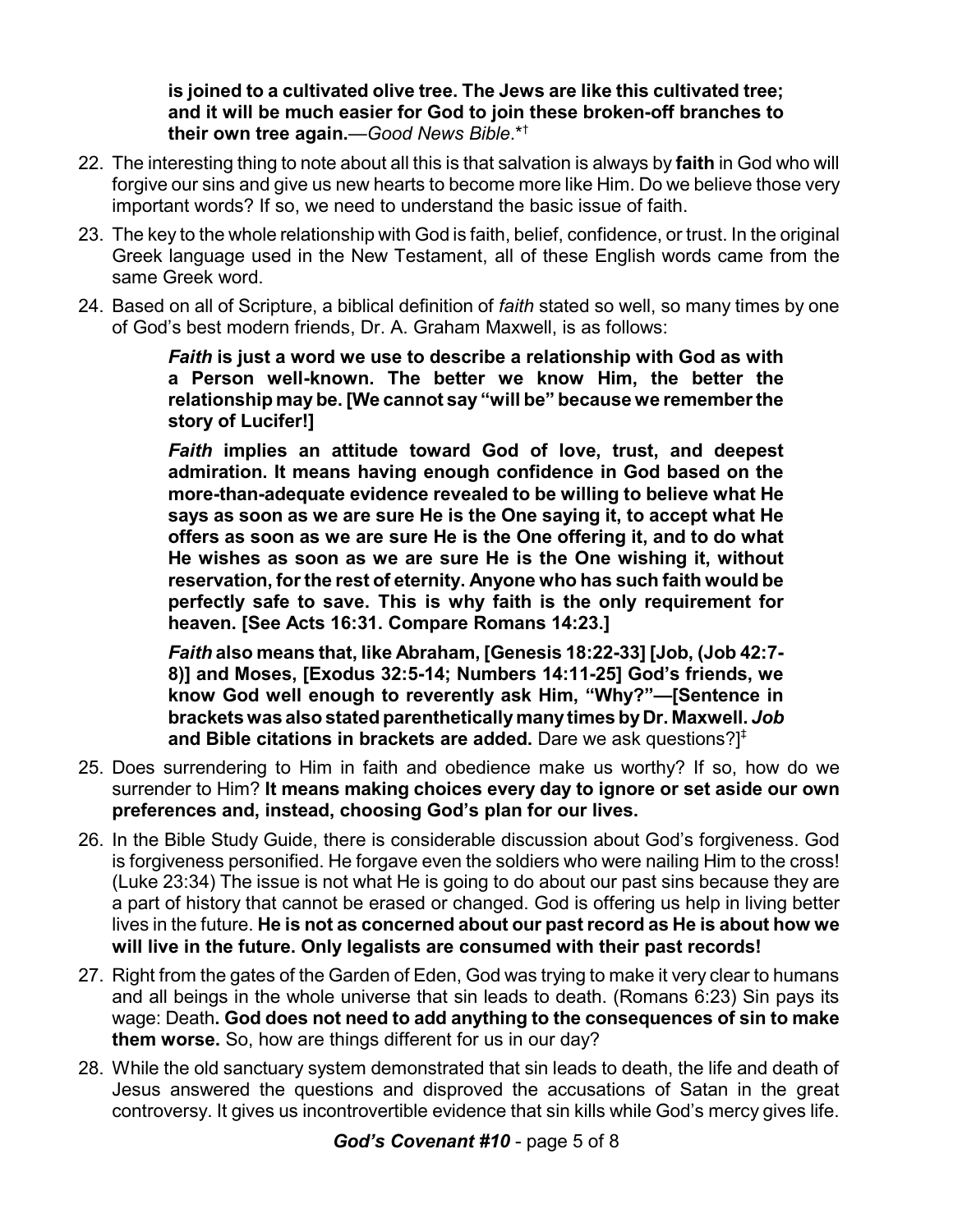**is joined to a cultivated olive tree. The Jews are like this cultivated tree; and it will be much easier for God to join these broken-off branches to their own tree again.**—*Good News Bible*.*†

22. The interesting thing to note about all this is that salvation is always by **faith** in God who will forgive our sins and give us new hearts to become more like Him. Do we believe those very important words? If so, we need to understand the basic issue of faith.

23. The key to the whole relationship with God is faith, belief, confidence, or trust. In the original Greek language used in the New Testament, all of these English words came from the same Greek word.

24. Based on all of Scripture, a biblical definition of *faith* stated so well, so many times by one of God's best modern friends, Dr. A. Graham Maxwell, is as follows:

> ***Faith* is just a word we use to describe a relationship with God as with a Person well-known. The better we know Him, the better the relationship may be. [We cannot say "will be" because we remember the story of Lucifer!]**
>
> ***Faith* implies an attitude toward God of love, trust, and deepest admiration. It means having enough confidence in God based on the more-than-adequate evidence revealed to be willing to believe what He says as soon as we are sure He is the One saying it, to accept what He offers as soon as we are sure He is the One offering it, and to do what He wishes as soon as we are sure He is the One wishing it, without reservation, for the rest of eternity. Anyone who has such faith would be perfectly safe to save. This is why faith is the only requirement for heaven. [See Acts 16:31. Compare Romans 14:23.]**
>
> ***Faith* also means that, like Abraham, [Genesis 18:22-33] [Job, (Job 42:7-8)] and Moses, [Exodus 32:5-14; Numbers 14:11-25] God's friends, we know God well enough to reverently ask Him, "Why?"—[Sentence in brackets was also stated parenthetically many times by Dr. Maxwell. *Job* and Bible citations in brackets are added.** Dare we ask questions?]‡

25. Does surrendering to Him in faith and obedience make us worthy? If so, how do we surrender to Him? **It means making choices every day to ignore or set aside our own preferences and, instead, choosing God's plan for our lives.**

26. In the Bible Study Guide, there is considerable discussion about God's forgiveness. God is forgiveness personified. He forgave even the soldiers who were nailing Him to the cross! (Luke 23:34) The issue is not what He is going to do about our past sins because they are a part of history that cannot be erased or changed. God is offering us help in living better lives in the future. **He is not as concerned about our past record as He is about how we will live in the future. Only legalists are consumed with their past records!**

27. Right from the gates of the Garden of Eden, God was trying to make it very clear to humans and all beings in the whole universe that sin leads to death. (Romans 6:23) Sin pays its wage: Death**. God does not need to add anything to the consequences of sin to make them worse.** So, how are things different for us in our day?

28. While the old sanctuary system demonstrated that sin leads to death, the life and death of Jesus answered the questions and disproved the accusations of Satan in the great controversy. It gives us incontrovertible evidence that sin kills while God's mercy gives life.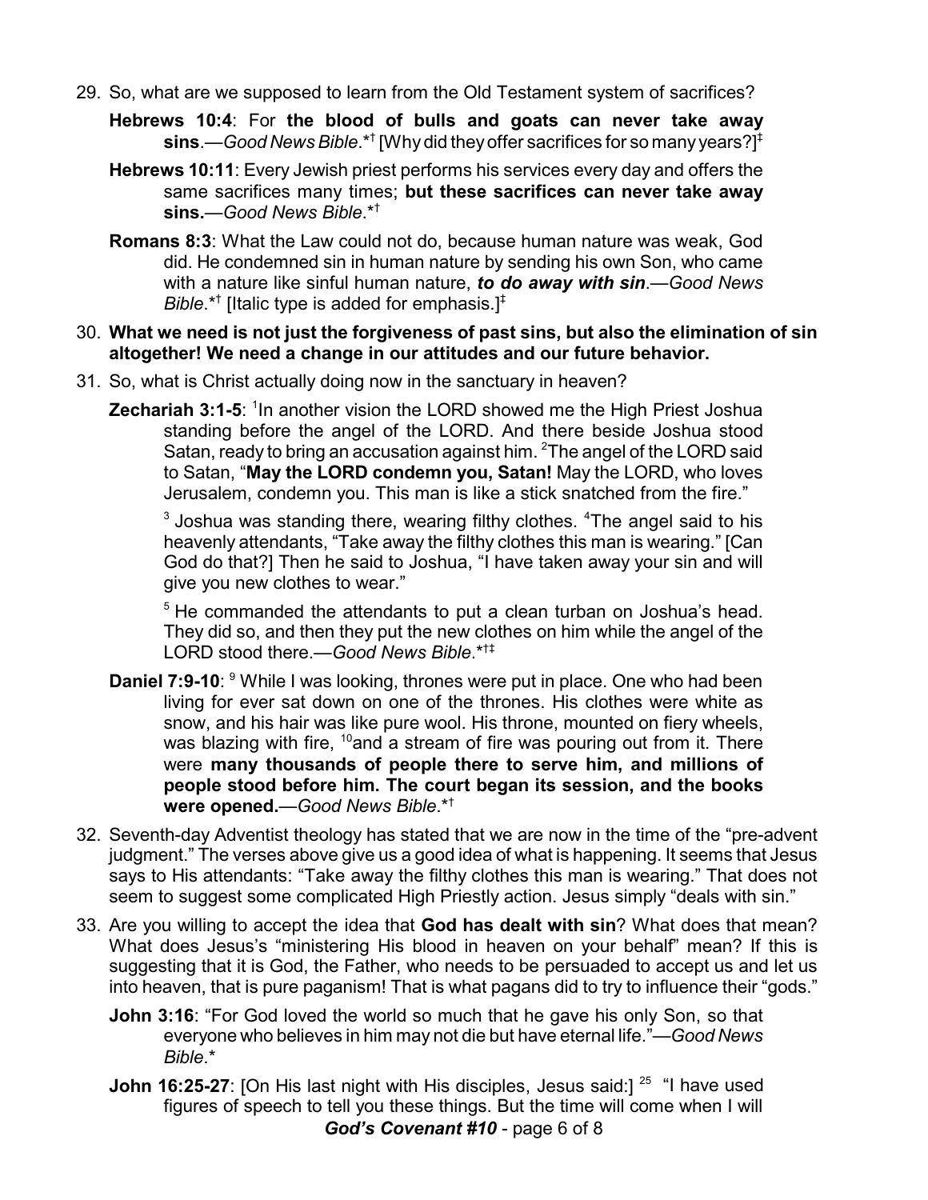29. So, what are we supposed to learn from the Old Testament system of sacrifices?

    **Hebrews 10:4**: For **the blood of bulls and goats can never take away sins**.—*Good News Bible*.*† [Why did they offer sacrifices for so many years?]‡

    **Hebrews 10:11**: Every Jewish priest performs his services every day and offers the same sacrifices many times; **but these sacrifices can never take away sins.**—*Good News Bible*.*†

    **Romans 8:3**: What the Law could not do, because human nature was weak, God did. He condemned sin in human nature by sending his own Son, who came with a nature like sinful human nature, ***to do away with sin***.—*Good News Bible*.*† [Italic type is added for emphasis.]‡

30. **What we need is not just the forgiveness of past sins, but also the elimination of sin altogether! We need a change in our attitudes and our future behavior.**

31. So, what is Christ actually doing now in the sanctuary in heaven?

    **Zechariah 3:1-5**: [1]In another vision the LORD showed me the High Priest Joshua standing before the angel of the LORD. And there beside Joshua stood Satan, ready to bring an accusation against him. [2]The angel of the LORD said to Satan, "**May the LORD condemn you, Satan!** May the LORD, who loves Jerusalem, condemn you. This man is like a stick snatched from the fire."

    [3] Joshua was standing there, wearing filthy clothes. [4]The angel said to his heavenly attendants, "Take away the filthy clothes this man is wearing." [Can God do that?] Then he said to Joshua, "I have taken away your sin and will give you new clothes to wear."

    [5] He commanded the attendants to put a clean turban on Joshua's head. They did so, and then they put the new clothes on him while the angel of the LORD stood there.—*Good News Bible*.*†‡

    **Daniel 7:9-10**: [9] While I was looking, thrones were put in place. One who had been living for ever sat down on one of the thrones. His clothes were white as snow, and his hair was like pure wool. His throne, mounted on fiery wheels, was blazing with fire, [10]and a stream of fire was pouring out from it. There were **many thousands of people there to serve him, and millions of people stood before him. The court began its session, and the books were opened.**—*Good News Bible*.*†

32. Seventh-day Adventist theology has stated that we are now in the time of the "pre-advent judgment." The verses above give us a good idea of what is happening. It seems that Jesus says to His attendants: "Take away the filthy clothes this man is wearing." That does not seem to suggest some complicated High Priestly action. Jesus simply "deals with sin."

33. Are you willing to accept the idea that **God has dealt with sin**? What does that mean? What does Jesus's "ministering His blood in heaven on your behalf" mean? If this is suggesting that it is God, the Father, who needs to be persuaded to accept us and let us into heaven, that is pure paganism! That is what pagans did to try to influence their "gods."

    **John 3:16**: "For God loved the world so much that he gave his only Son, so that everyone who believes in him may not die but have eternal life."—*Good News Bible*.*

    **John 16:25-27**: [On His last night with His disciples, Jesus said:] [25] "I have used figures of speech to tell you these things. But the time will come when I will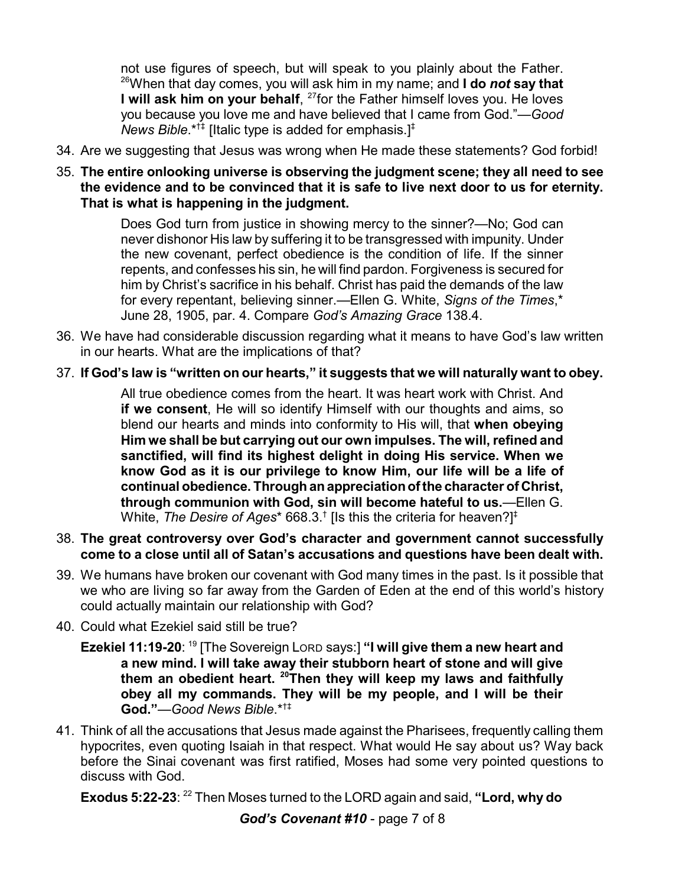not use figures of speech, but will speak to you plainly about the Father. [26]When that day comes, you will ask him in my name; and **I do *not* say that I will ask him on your behalf**, [27]for the Father himself loves you. He loves you because you love me and have believed that I came from God."—*Good News Bible*.*†‡ [Italic type is added for emphasis.]‡

34. Are we suggesting that Jesus was wrong when He made these statements? God forbid!

35. **The entire onlooking universe is observing the judgment scene; they all need to see the evidence and to be convinced that it is safe to live next door to us for eternity. That is what is happening in the judgment.**

> Does God turn from justice in showing mercy to the sinner?—No; God can never dishonor His law by suffering it to be transgressed with impunity. Under the new covenant, perfect obedience is the condition of life. If the sinner repents, and confesses his sin, he will find pardon. Forgiveness is secured for him by Christ's sacrifice in his behalf. Christ has paid the demands of the law for every repentant, believing sinner.—Ellen G. White, *Signs of the Times*,* June 28, 1905, par. 4. Compare *God's Amazing Grace* 138.4.

36. We have had considerable discussion regarding what it means to have God's law written in our hearts. What are the implications of that?

37. **If God's law is "written on our hearts," it suggests that we will naturally want to obey.**

> All true obedience comes from the heart. It was heart work with Christ. And **if we consent**, He will so identify Himself with our thoughts and aims, so blend our hearts and minds into conformity to His will, that **when obeying Him we shall be but carrying out our own impulses. The will, refined and sanctified, will find its highest delight in doing His service. When we know God as it is our privilege to know Him, our life will be a life of continual obedience. Through an appreciation of the character of Christ, through communion with God, sin will become hateful to us.**—Ellen G. White, *The Desire of Ages** 668.3.† [Is this the criteria for heaven?]‡

38. **The great controversy over God's character and government cannot successfully come to a close until all of Satan's accusations and questions have been dealt with.**

39. We humans have broken our covenant with God many times in the past. Is it possible that we who are living so far away from the Garden of Eden at the end of this world's history could actually maintain our relationship with God?

40. Could what Ezekiel said still be true?

> **Ezekiel 11:19-20**: [19] [The Sovereign LORD says:] **"I will give them a new heart and a new mind. I will take away their stubborn heart of stone and will give them an obedient heart. [20]Then they will keep my laws and faithfully obey all my commands. They will be my people, and I will be their God."**—*Good News Bible*.*†‡

41. Think of all the accusations that Jesus made against the Pharisees, frequently calling them hypocrites, even quoting Isaiah in that respect. What would He say about us? Way back before the Sinai covenant was first ratified, Moses had some very pointed questions to discuss with God.

**Exodus 5:22-23**: [22] Then Moses turned to the LORD again and said, **"Lord, why do**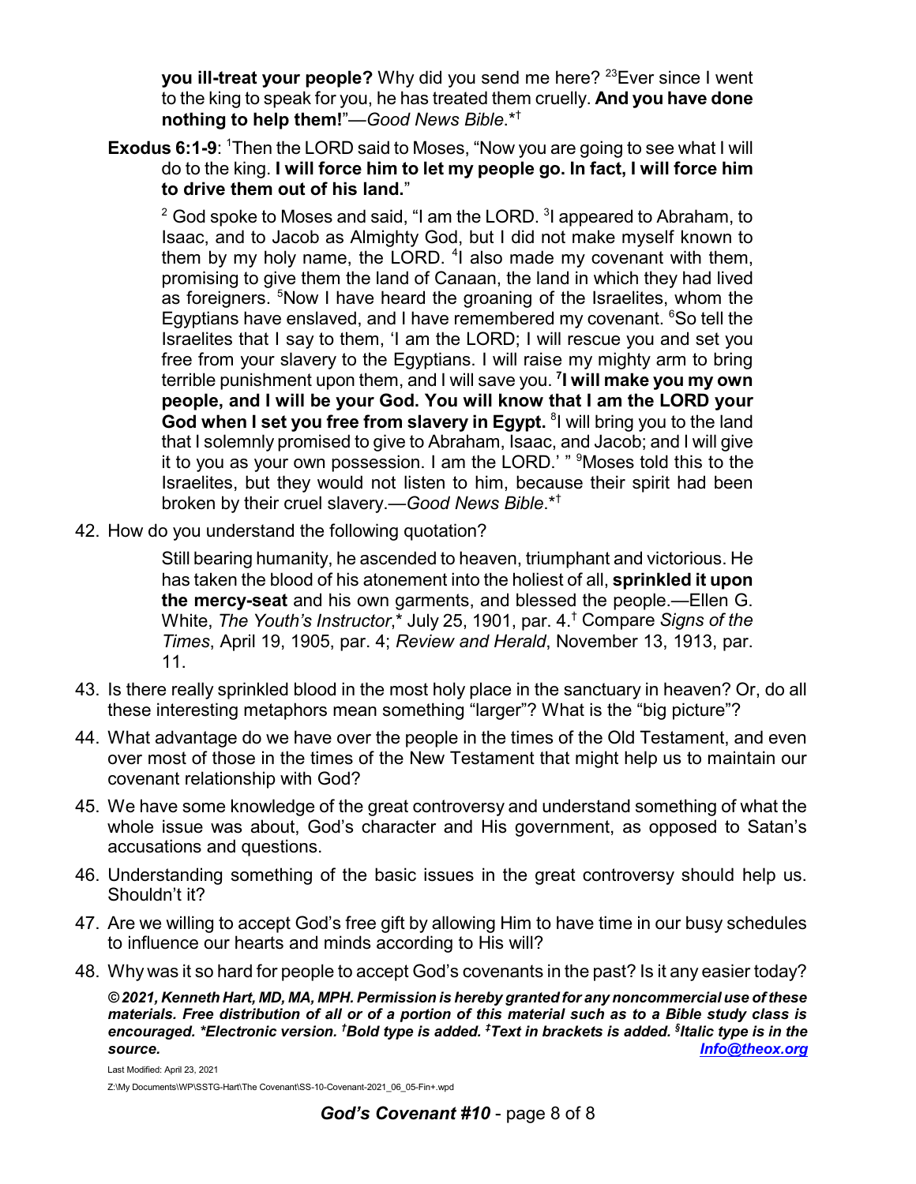**you ill-treat your people?** Why did you send me here? [23]Ever since I went to the king to speak for you, he has treated them cruelly. **And you have done nothing to help them!**"—*Good News Bible*.*†

**Exodus 6:1-9**: [1]Then the LORD said to Moses, "Now you are going to see what I will do to the king. **I will force him to let my people go. In fact, I will force him to drive them out of his land.**"

[2] God spoke to Moses and said, "I am the LORD. [3]I appeared to Abraham, to Isaac, and to Jacob as Almighty God, but I did not make myself known to them by my holy name, the LORD. [4]I also made my covenant with them, promising to give them the land of Canaan, the land in which they had lived as foreigners. [5]Now I have heard the groaning of the Israelites, whom the Egyptians have enslaved, and I have remembered my covenant. [6]So tell the Israelites that I say to them, 'I am the LORD; I will rescue you and set you free from your slavery to the Egyptians. I will raise my mighty arm to bring terrible punishment upon them, and I will save you. **[7]I will make you my own people, and I will be your God. You will know that I am the LORD your God when I set you free from slavery in Egypt.** [8]I will bring you to the land that I solemnly promised to give to Abraham, Isaac, and Jacob; and I will give it to you as your own possession. I am the LORD.' " [9]Moses told this to the Israelites, but they would not listen to him, because their spirit had been broken by their cruel slavery.—*Good News Bible*.*†

42. How do you understand the following quotation?

    Still bearing humanity, he ascended to heaven, triumphant and victorious. He has taken the blood of his atonement into the holiest of all, **sprinkled it upon the mercy-seat** and his own garments, and blessed the people.—Ellen G. White, *The Youth's Instructor*,* July 25, 1901, par. 4.† Compare *Signs of the Times*, April 19, 1905, par. 4; *Review and Herald*, November 13, 1913, par. 11.

43. Is there really sprinkled blood in the most holy place in the sanctuary in heaven? Or, do all these interesting metaphors mean something "larger"? What is the "big picture"?
44. What advantage do we have over the people in the times of the Old Testament, and even over most of those in the times of the New Testament that might help us to maintain our covenant relationship with God?
45. We have some knowledge of the great controversy and understand something of what the whole issue was about, God's character and His government, as opposed to Satan's accusations and questions.
46. Understanding something of the basic issues in the great controversy should help us. Shouldn't it?
47. Are we willing to accept God's free gift by allowing Him to have time in our busy schedules to influence our hearts and minds according to His will?
48. Why was it so hard for people to accept God's covenants in the past? Is it any easier today?

***© 2021, Kenneth Hart, MD, MA, MPH. Permission is hereby granted for any noncommercial use of these materials. Free distribution of all or of a portion of this material such as to a Bible study class is encouraged. *Electronic version. †Bold type is added. ‡Text in brackets is added. §Italic type is in the source.*** ***Info@theox.org***

Last Modified: April 23, 2021

Z:\My Documents\WP\SSTG-Hart\The Covenant\SS-10-Covenant-2021_06_05-Fin+.wpd